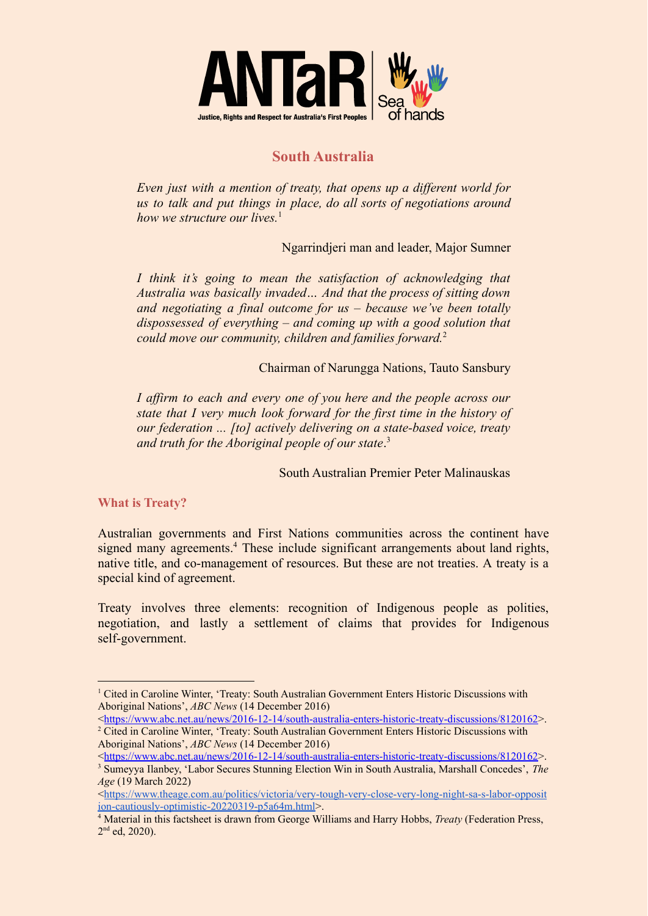ANTaR
Justice, Rights and Respect for Australia's First Peoples
Sea of hands

# South Australia

*Even just with a mention of treaty, that opens up a different world for us to talk and put things in place, do all sorts of negotiations around how we structure our lives.*[1]

Ngarrindjeri man and leader, Major Sumner

*I think it's going to mean the satisfaction of acknowledging that Australia was basically invaded… And that the process of sitting down and negotiating a final outcome for us – because we've been totally dispossessed of everything – and coming up with a good solution that could move our community, children and families forward.*[2]

Chairman of Narungga Nations, Tauto Sansbury

*I affirm to each and every one of you here and the people across our state that I very much look forward for the first time in the history of our federation ... [to] actively delivering on a state-based voice, treaty and truth for the Aboriginal people of our state*.[3]

South Australian Premier Peter Malinauskas

## What is Treaty?

Australian governments and First Nations communities across the continent have signed many agreements.[4] These include significant arrangements about land rights, native title, and co-management of resources. But these are not treaties. A treaty is a special kind of agreement.

Treaty involves three elements: recognition of Indigenous people as polities, negotiation, and lastly a settlement of claims that provides for Indigenous self-government.

---

[1] Cited in Caroline Winter, 'Treaty: South Australian Government Enters Historic Discussions with Aboriginal Nations', *ABC News* (14 December 2016) <https://www.abc.net.au/news/2016-12-14/south-australia-enters-historic-treaty-discussions/8120162>.

[2] Cited in Caroline Winter, 'Treaty: South Australian Government Enters Historic Discussions with Aboriginal Nations', *ABC News* (14 December 2016) <https://www.abc.net.au/news/2016-12-14/south-australia-enters-historic-treaty-discussions/8120162>.

[3] Sumeyya Ilanbey, 'Labor Secures Stunning Election Win in South Australia, Marshall Concedes', *The Age* (19 March 2022) <https://www.theage.com.au/politics/victoria/very-tough-very-close-very-long-night-sa-s-labor-opposition-cautiously-optimistic-20220319-p5a64m.html>.

[4] Material in this factsheet is drawn from George Williams and Harry Hobbs, *Treaty* (Federation Press, 2nd ed, 2020).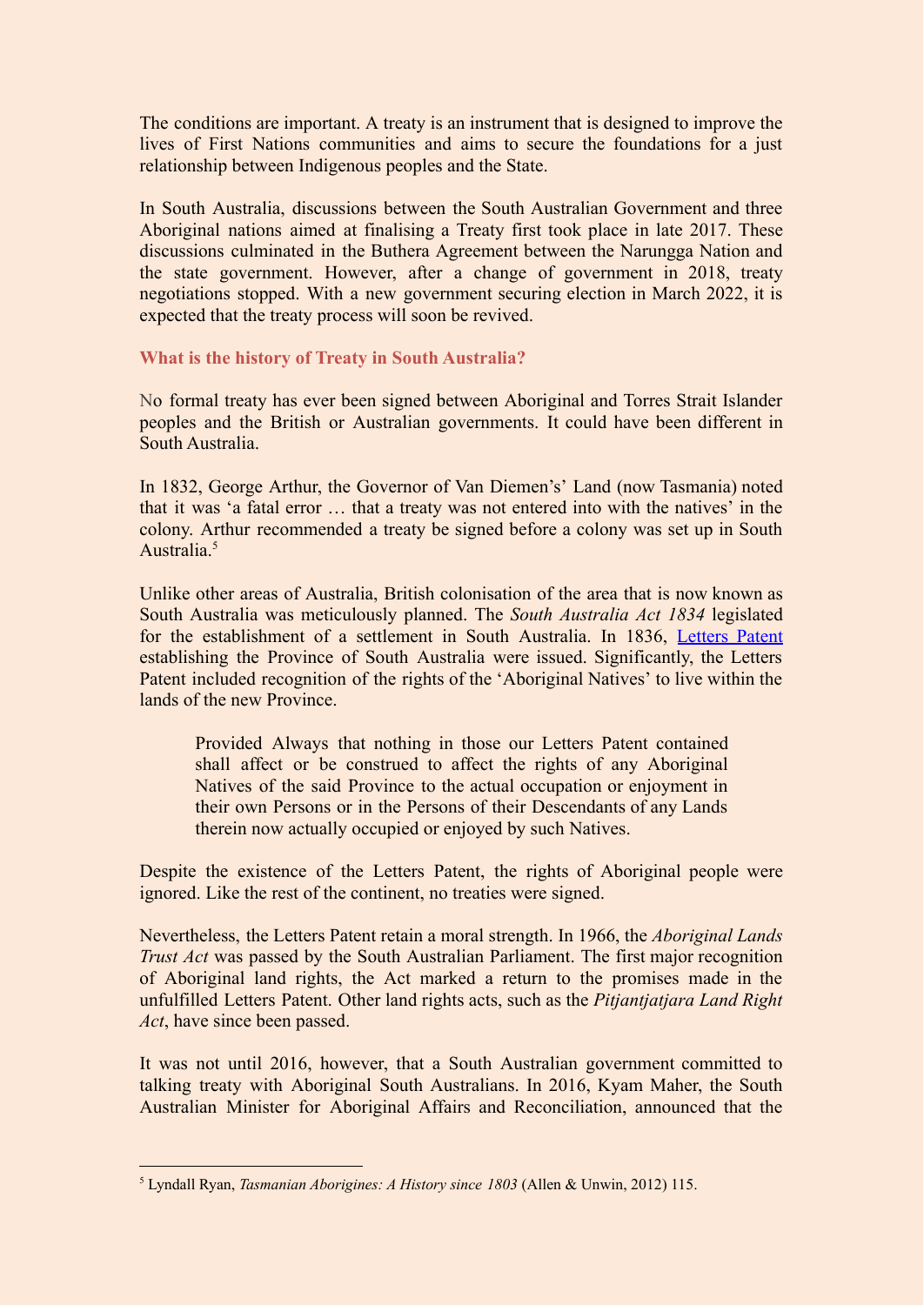The conditions are important. A treaty is an instrument that is designed to improve the lives of First Nations communities and aims to secure the foundations for a just relationship between Indigenous peoples and the State.

In South Australia, discussions between the South Australian Government and three Aboriginal nations aimed at finalising a Treaty first took place in late 2017. These discussions culminated in the Buthera Agreement between the Narungga Nation and the state government. However, after a change of government in 2018, treaty negotiations stopped. With a new government securing election in March 2022, it is expected that the treaty process will soon be revived.

### What is the history of Treaty in South Australia?

No formal treaty has ever been signed between Aboriginal and Torres Strait Islander peoples and the British or Australian governments. It could have been different in South Australia.

In 1832, George Arthur, the Governor of Van Diemen's' Land (now Tasmania) noted that it was 'a fatal error … that a treaty was not entered into with the natives' in the colony. Arthur recommended a treaty be signed before a colony was set up in South Australia.[5]

Unlike other areas of Australia, British colonisation of the area that is now known as South Australia was meticulously planned. The *South Australia Act 1834* legislated for the establishment of a settlement in South Australia. In 1836, Letters Patent establishing the Province of South Australia were issued. Significantly, the Letters Patent included recognition of the rights of the 'Aboriginal Natives' to live within the lands of the new Province.

> Provided Always that nothing in those our Letters Patent contained shall affect or be construed to affect the rights of any Aboriginal Natives of the said Province to the actual occupation or enjoyment in their own Persons or in the Persons of their Descendants of any Lands therein now actually occupied or enjoyed by such Natives.

Despite the existence of the Letters Patent, the rights of Aboriginal people were ignored. Like the rest of the continent, no treaties were signed.

Nevertheless, the Letters Patent retain a moral strength. In 1966, the *Aboriginal Lands Trust Act* was passed by the South Australian Parliament. The first major recognition of Aboriginal land rights, the Act marked a return to the promises made in the unfulfilled Letters Patent. Other land rights acts, such as the *Pitjantjatjara Land Right Act*, have since been passed.

It was not until 2016, however, that a South Australian government committed to talking treaty with Aboriginal South Australians. In 2016, Kyam Maher, the South Australian Minister for Aboriginal Affairs and Reconciliation, announced that the

---

[5] Lyndall Ryan, *Tasmanian Aborigines: A History since 1803* (Allen & Unwin, 2012) 115.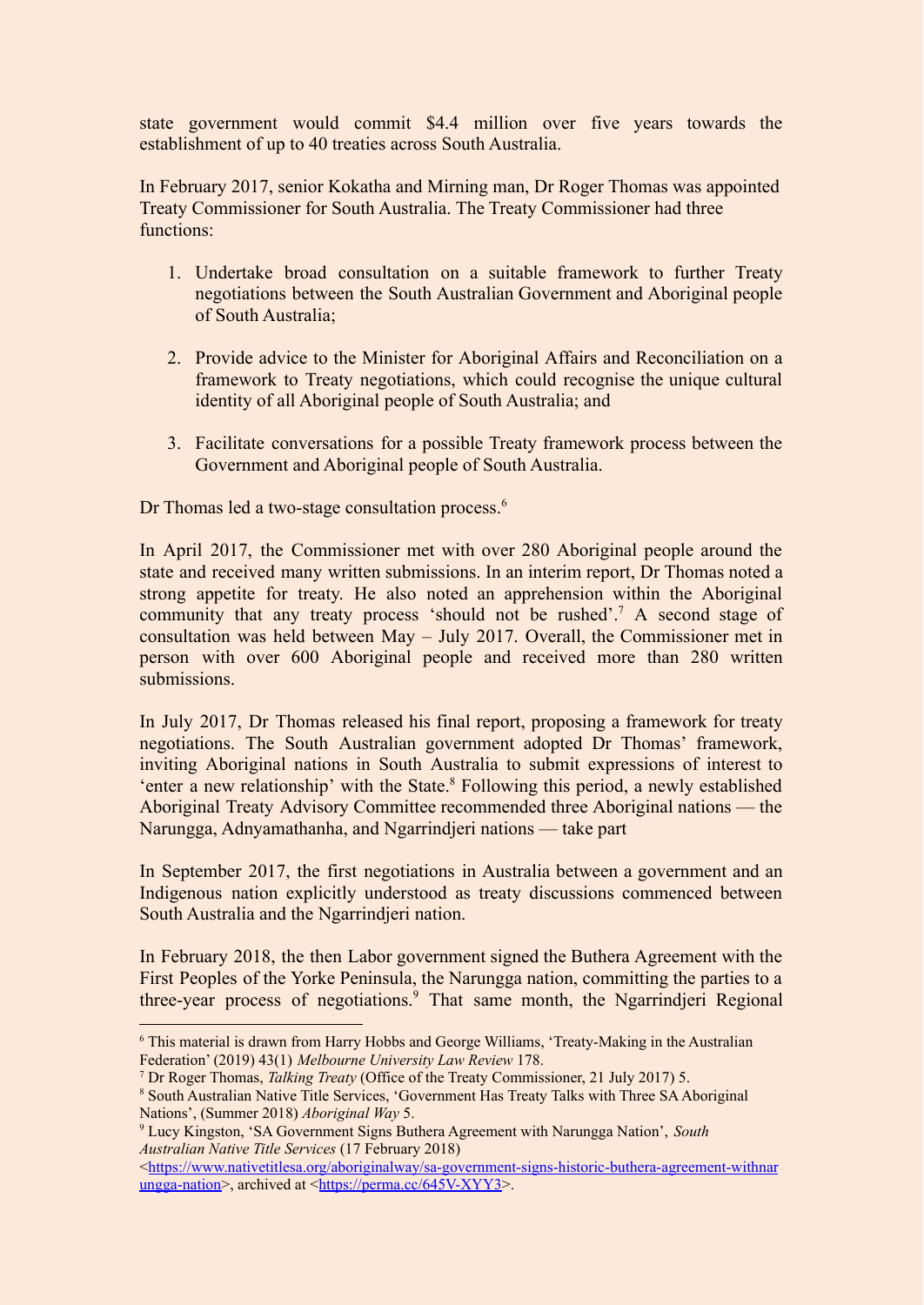state government would commit $4.4 million over five years towards the establishment of up to 40 treaties across South Australia.

In February 2017, senior Kokatha and Mirning man, Dr Roger Thomas was appointed Treaty Commissioner for South Australia. The Treaty Commissioner had three functions:

1. Undertake broad consultation on a suitable framework to further Treaty negotiations between the South Australian Government and Aboriginal people of South Australia;

2. Provide advice to the Minister for Aboriginal Affairs and Reconciliation on a framework to Treaty negotiations, which could recognise the unique cultural identity of all Aboriginal people of South Australia; and

3. Facilitate conversations for a possible Treaty framework process between the Government and Aboriginal people of South Australia.

Dr Thomas led a two-stage consultation process.[6]

In April 2017, the Commissioner met with over 280 Aboriginal people around the state and received many written submissions. In an interim report, Dr Thomas noted a strong appetite for treaty. He also noted an apprehension within the Aboriginal community that any treaty process 'should not be rushed'.[7] A second stage of consultation was held between May – July 2017. Overall, the Commissioner met in person with over 600 Aboriginal people and received more than 280 written submissions.

In July 2017, Dr Thomas released his final report, proposing a framework for treaty negotiations. The South Australian government adopted Dr Thomas' framework, inviting Aboriginal nations in South Australia to submit expressions of interest to 'enter a new relationship' with the State.[8] Following this period, a newly established Aboriginal Treaty Advisory Committee recommended three Aboriginal nations — the Narungga, Adnyamathanha, and Ngarrindjeri nations — take part

In September 2017, the first negotiations in Australia between a government and an Indigenous nation explicitly understood as treaty discussions commenced between South Australia and the Ngarrindjeri nation.

In February 2018, the then Labor government signed the Buthera Agreement with the First Peoples of the Yorke Peninsula, the Narungga nation, committing the parties to a three-year process of negotiations.[9] That same month, the Ngarrindjeri Regional

---

[6] This material is drawn from Harry Hobbs and George Williams, 'Treaty-Making in the Australian Federation' (2019) 43(1) *Melbourne University Law Review* 178.

[7] Dr Roger Thomas, *Talking Treaty* (Office of the Treaty Commissioner, 21 July 2017) 5.

[8] South Australian Native Title Services, 'Government Has Treaty Talks with Three SA Aboriginal Nations', (Summer 2018) *Aboriginal Way* 5.

[9] Lucy Kingston, 'SA Government Signs Buthera Agreement with Narungga Nation', *South Australian Native Title Services* (17 February 2018) <https://www.nativetitlesa.org/aboriginalway/sa-government-signs-historic-buthera-agreement-withnarungga-nation>, archived at <https://perma.cc/645V-XYY3>.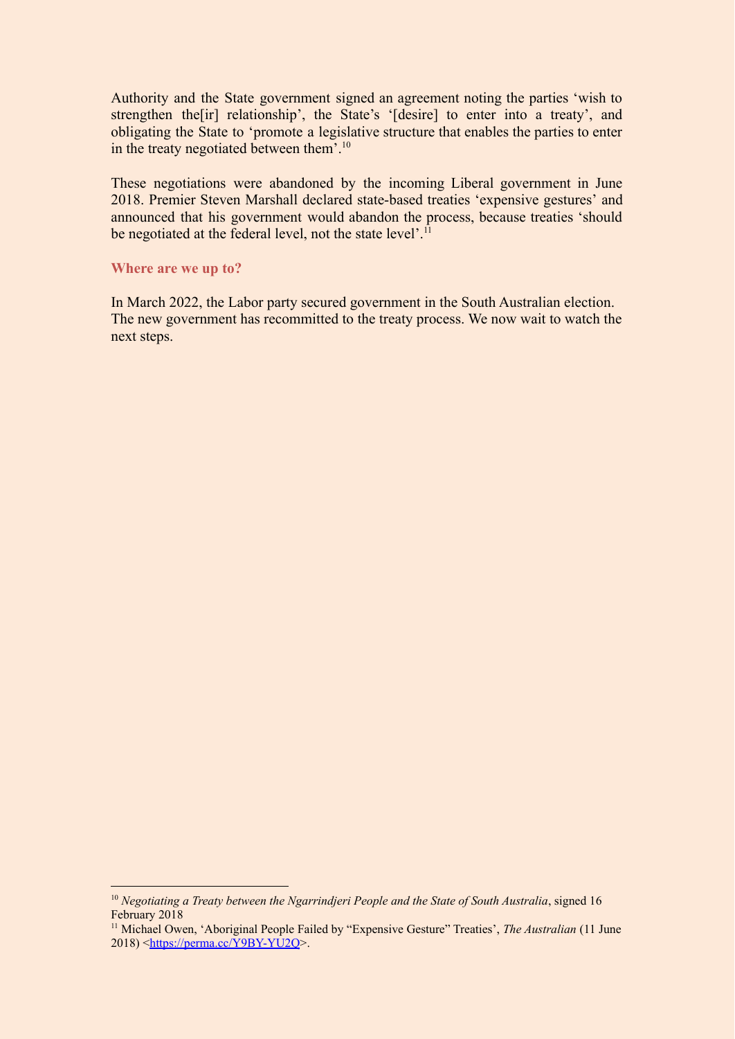Authority and the State government signed an agreement noting the parties 'wish to strengthen the[ir] relationship', the State's '[desire] to enter into a treaty', and obligating the State to 'promote a legislative structure that enables the parties to enter in the treaty negotiated between them'.[10]

These negotiations were abandoned by the incoming Liberal government in June 2018. Premier Steven Marshall declared state-based treaties 'expensive gestures' and announced that his government would abandon the process, because treaties 'should be negotiated at the federal level, not the state level'.[11]

### Where are we up to?

In March 2022, the Labor party secured government in the South Australian election. The new government has recommitted to the treaty process. We now wait to watch the next steps.

---

[10] *Negotiating a Treaty between the Ngarrindjeri People and the State of South Australia*, signed 16 February 2018

[11] Michael Owen, 'Aboriginal People Failed by "Expensive Gesture" Treaties', *The Australian* (11 June 2018) <https://perma.cc/Y9BY-YU2Q>.